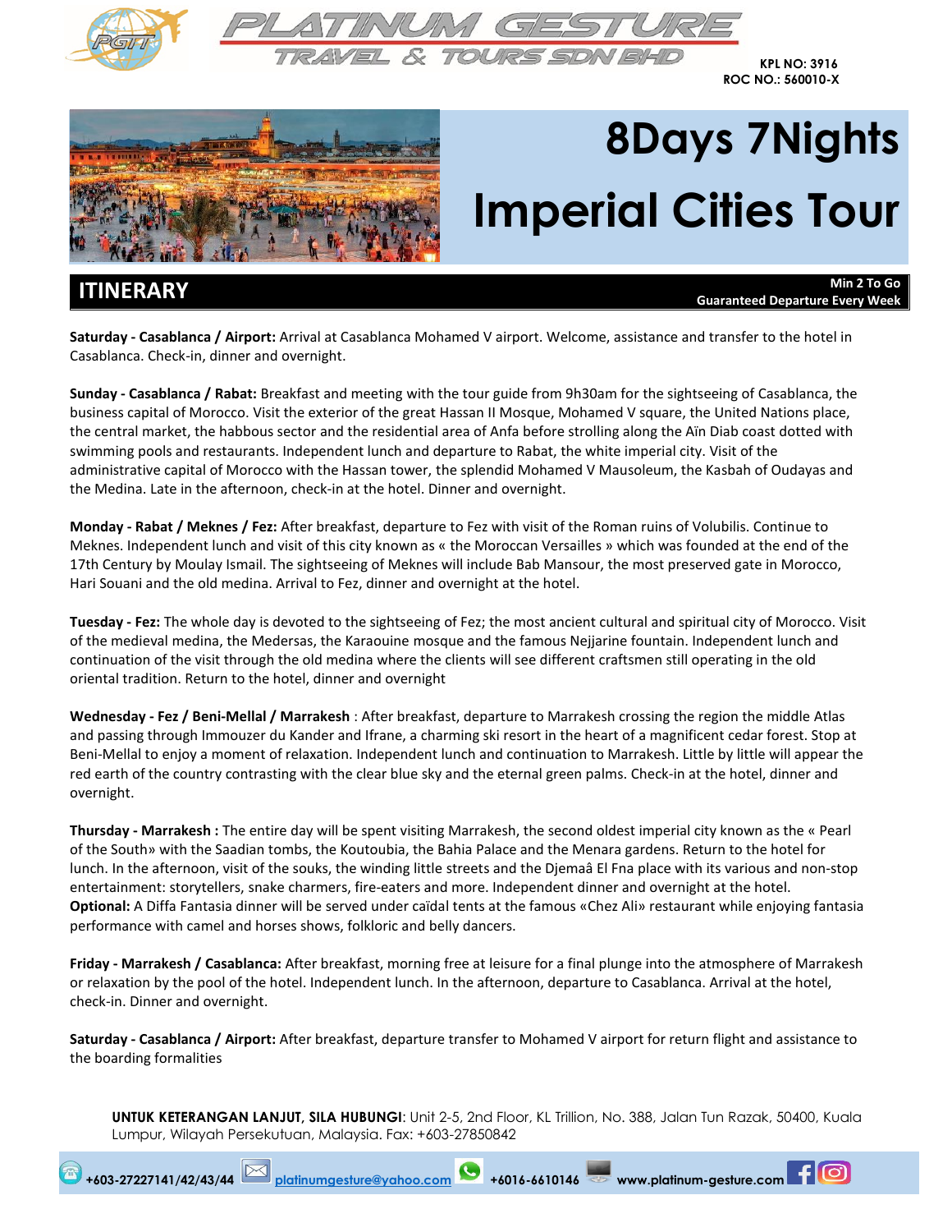PLATINUM GESTURE
TRAVEL & TOURS SDN BHD

KPL NO: 3916
ROC NO.: 560010-X

# 8Days 7Nights Imperial Cities Tour

## ITINERARY

**Min 2 To Go**
**Guaranteed Departure Every Week**

**Saturday - Casablanca / Airport:** Arrival at Casablanca Mohamed V airport. Welcome, assistance and transfer to the hotel in Casablanca. Check-in, dinner and overnight.

**Sunday - Casablanca / Rabat:** Breakfast and meeting with the tour guide from 9h30am for the sightseeing of Casablanca, the business capital of Morocco. Visit the exterior of the great Hassan II Mosque, Mohamed V square, the United Nations place, the central market, the habbous sector and the residential area of Anfa before strolling along the Aïn Diab coast dotted with swimming pools and restaurants. Independent lunch and departure to Rabat, the white imperial city. Visit of the administrative capital of Morocco with the Hassan tower, the splendid Mohamed V Mausoleum, the Kasbah of Oudayas and the Medina. Late in the afternoon, check-in at the hotel. Dinner and overnight.

**Monday - Rabat / Meknes / Fez:** After breakfast, departure to Fez with visit of the Roman ruins of Volubilis. Continue to Meknes. Independent lunch and visit of this city known as « the Moroccan Versailles » which was founded at the end of the 17th Century by Moulay Ismail. The sightseeing of Meknes will include Bab Mansour, the most preserved gate in Morocco, Hari Souani and the old medina. Arrival to Fez, dinner and overnight at the hotel.

**Tuesday - Fez:** The whole day is devoted to the sightseeing of Fez; the most ancient cultural and spiritual city of Morocco. Visit of the medieval medina, the Medersas, the Karaouine mosque and the famous Nejjarine fountain. Independent lunch and continuation of the visit through the old medina where the clients will see different craftsmen still operating in the old oriental tradition. Return to the hotel, dinner and overnight

**Wednesday - Fez / Beni-Mellal / Marrakesh** : After breakfast, departure to Marrakesh crossing the region the middle Atlas and passing through Immouzer du Kander and Ifrane, a charming ski resort in the heart of a magnificent cedar forest. Stop at Beni-Mellal to enjoy a moment of relaxation. Independent lunch and continuation to Marrakesh. Little by little will appear the red earth of the country contrasting with the clear blue sky and the eternal green palms. Check-in at the hotel, dinner and overnight.

**Thursday - Marrakesh :** The entire day will be spent visiting Marrakesh, the second oldest imperial city known as the « Pearl of the South» with the Saadian tombs, the Koutoubia, the Bahia Palace and the Menara gardens. Return to the hotel for lunch. In the afternoon, visit of the souks, the winding little streets and the Djemaâ El Fna place with its various and non-stop entertainment: storytellers, snake charmers, fire-eaters and more. Independent dinner and overnight at the hotel.
**Optional:** A Diffa Fantasia dinner will be served under caïdal tents at the famous «Chez Ali» restaurant while enjoying fantasia performance with camel and horses shows, folkloric and belly dancers.

**Friday - Marrakesh / Casablanca:** After breakfast, morning free at leisure for a final plunge into the atmosphere of Marrakesh or relaxation by the pool of the hotel. Independent lunch. In the afternoon, departure to Casablanca. Arrival at the hotel, check-in. Dinner and overnight.

**Saturday - Casablanca / Airport:** After breakfast, departure transfer to Mohamed V airport for return flight and assistance to the boarding formalities

**UNTUK KETERANGAN LANJUT, SILA HUBUNGI**: Unit 2-5, 2nd Floor, KL Trillion, No. 388, Jalan Tun Razak, 50400, Kuala Lumpur, Wilayah Persekutuan, Malaysia. Fax: +603-27850842

+603-27227141/42/43/44 platinumgesture@yahoo.com +6016-6610146 www.platinum-gesture.com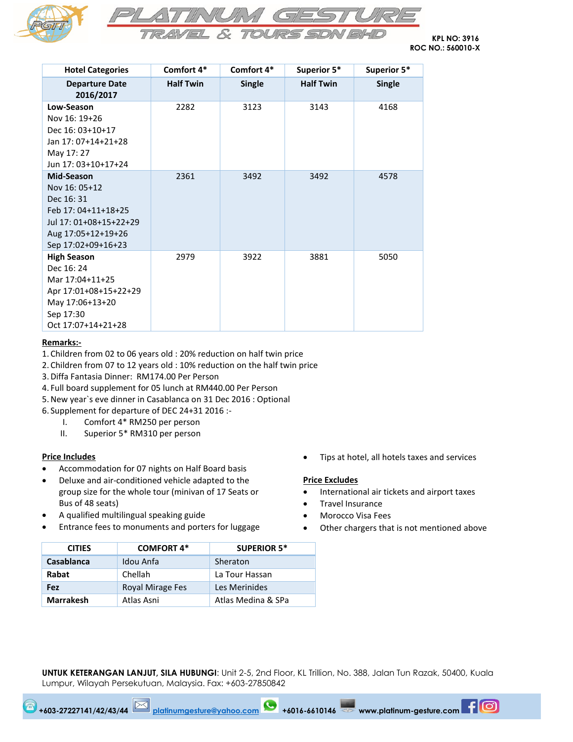| Hotel Categories | Comfort 4* | Comfort 4* | Superior 5* | Superior 5* |
|---|---|---|---|---|
| Departure Date 2016/2017 | Half Twin | Single | Half Twin | Single |
| **Low-Season**<br>Nov 16: 19+26<br>Dec 16: 03+10+17<br>Jan 17: 07+14+21+28<br>May 17: 27<br>Jun 17: 03+10+17+24 | 2282 | 3123 | 3143 | 4168 |
| **Mid-Season**<br>Nov 16: 05+12<br>Dec 16: 31<br>Feb 17: 04+11+18+25<br>Jul 17: 01+08+15+22+29<br>Aug 17:05+12+19+26<br>Sep 17:02+09+16+23 | 2361 | 3492 | 3492 | 4578 |
| **High Season**<br>Dec 16: 24<br>Mar 17:04+11+25<br>Apr 17:01+08+15+22+29<br>May 17:06+13+20<br>Sep 17:30<br>Oct 17:07+14+21+28 | 2979 | 3922 | 3881 | 5050 |

**Remarks:-**

1. Children from 02 to 06 years old : 20% reduction on half twin price
2. Children from 07 to 12 years old : 10% reduction on the half twin price
3. Diffa Fantasia Dinner: RM174.00 Per Person
4. Full board supplement for 05 lunch at RM440.00 Per Person
5. New year`s eve dinner in Casablanca on 31 Dec 2016 : Optional
6. Supplement for departure of DEC 24+31 2016 :-
   I. Comfort 4* RM250 per person
   II. Superior 5* RM310 per person

**Price Includes**

- Accommodation for 07 nights on Half Board basis
- Deluxe and air-conditioned vehicle adapted to the group size for the whole tour (minivan of 17 Seats or Bus of 48 seats)
- A qualified multilingual speaking guide
- Entrance fees to monuments and porters for luggage
- Tips at hotel, all hotels taxes and services

**Price Excludes**

- International air tickets and airport taxes
- Travel Insurance
- Morocco Visa Fees
- Other chargers that is not mentioned above

| CITIES | COMFORT 4* | SUPERIOR 5* |
|---|---|---|
| **Casablanca** | Idou Anfa | Sheraton |
| **Rabat** | Chellah | La Tour Hassan |
| **Fez** | Royal Mirage Fes | Les Merinides |
| **Marrakesh** | Atlas Asni | Atlas Medina & SPa |

**UNTUK KETERANGAN LANJUT, SILA HUBUNGI**: Unit 2-5, 2nd Floor, KL Trillion, No. 388, Jalan Tun Razak, 50400, Kuala Lumpur, Wilayah Persekutuan, Malaysia. Fax: +603-27850842

+603-27227141/42/43/44 platinumgesture@yahoo.com +6016-6610146 www.platinum-gesture.com